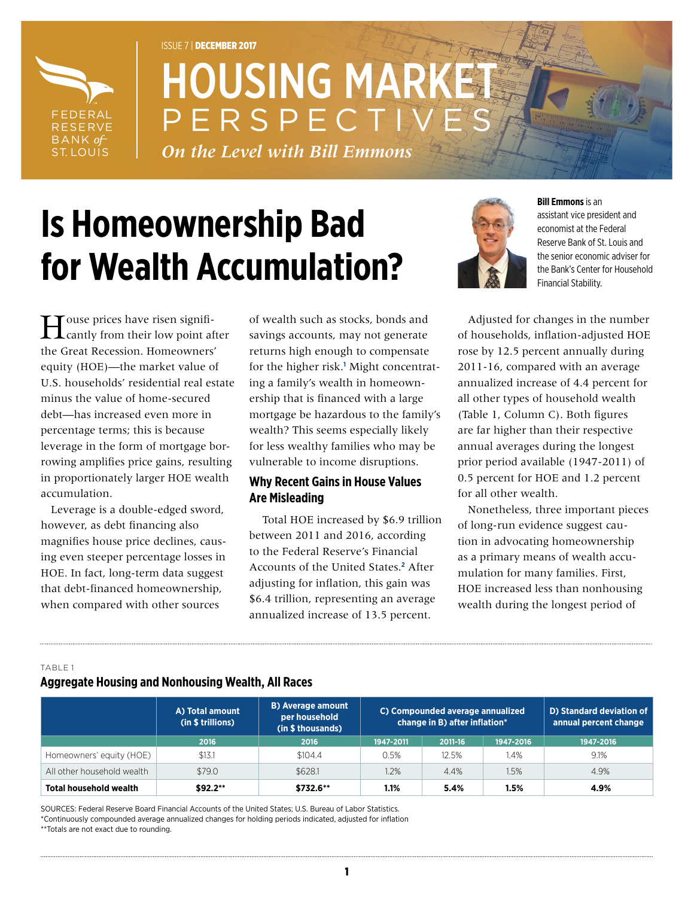ISSUE 7 | **DECEMBER 2017**

# HOUSING MARKET PERSPECTIVES

*On the Level with Bill Emmons*

FEDERAL RESERVE BANK *of* ST. LOUIS

# Is Homeownership Bad for Wealth Accumulation?

**Bill Emmons** is an assistant vice president and economist at the Federal Reserve Bank of St. Louis and the senior economic adviser for the Bank's Center for Household Financial Stability.

House prices have risen significantly from their low point after the Great Recession. Homeowners' equity (HOE)—the market value of U.S. households' residential real estate minus the value of home-secured debt—has increased even more in percentage terms; this is because leverage in the form of mortgage borrowing amplifies price gains, resulting in proportionately larger HOE wealth accumulation.

Leverage is a double-edged sword, however, as debt financing also magnifies house price declines, causing even steeper percentage losses in HOE. In fact, long-term data suggest that debt-financed homeownership, when compared with other sources of wealth such as stocks, bonds and savings accounts, may not generate returns high enough to compensate for the higher risk.[1] Might concentrating a family's wealth in homeownership that is financed with a large mortgage be hazardous to the family's wealth? This seems especially likely for less wealthy families who may be vulnerable to income disruptions.

## Why Recent Gains in House Values Are Misleading

Total HOE increased by $6.9 trillion between 2011 and 2016, according to the Federal Reserve's Financial Accounts of the United States.[2] After adjusting for inflation, this gain was $6.4 trillion, representing an average annualized increase of 13.5 percent.

Adjusted for changes in the number of households, inflation-adjusted HOE rose by 12.5 percent annually during 2011-16, compared with an average annualized increase of 4.4 percent for all other types of household wealth (Table 1, Column C). Both figures are far higher than their respective annual averages during the longest prior period available (1947-2011) of 0.5 percent for HOE and 1.2 percent for all other wealth.

Nonetheless, three important pieces of long-run evidence suggest caution in advocating homeownership as a primary means of wealth accumulation for many families. First, HOE increased less than nonhousing wealth during the longest period of

TABLE 1

**Aggregate Housing and Nonhousing Wealth, All Races**

| | A) Total amount (in $ trillions) | B) Average amount per household (in $ thousands) | C) Compounded average annualized change in B) after inflation* | | | D) Standard deviation of annual percent change |
|---|---|---|---|---|---|---|
| | 2016 | 2016 | 1947-2011 | 2011-16 | 1947-2016 | 1947-2016 |
| Homeowners' equity (HOE) | $13.1 | $104.4 | 0.5% | 12.5% | 1.4% | 9.1% |
| All other household wealth | $79.0 | $628.1 | 1.2% | 4.4% | 1.5% | 4.9% |
| **Total household wealth** | **$92.2**** | **$732.6**** | **1.1%** | **5.4%** | **1.5%** | **4.9%** |

SOURCES: Federal Reserve Board Financial Accounts of the United States; U.S. Bureau of Labor Statistics.
*Continuously compounded average annualized changes for holding periods indicated, adjusted for inflation
**Totals are not exact due to rounding.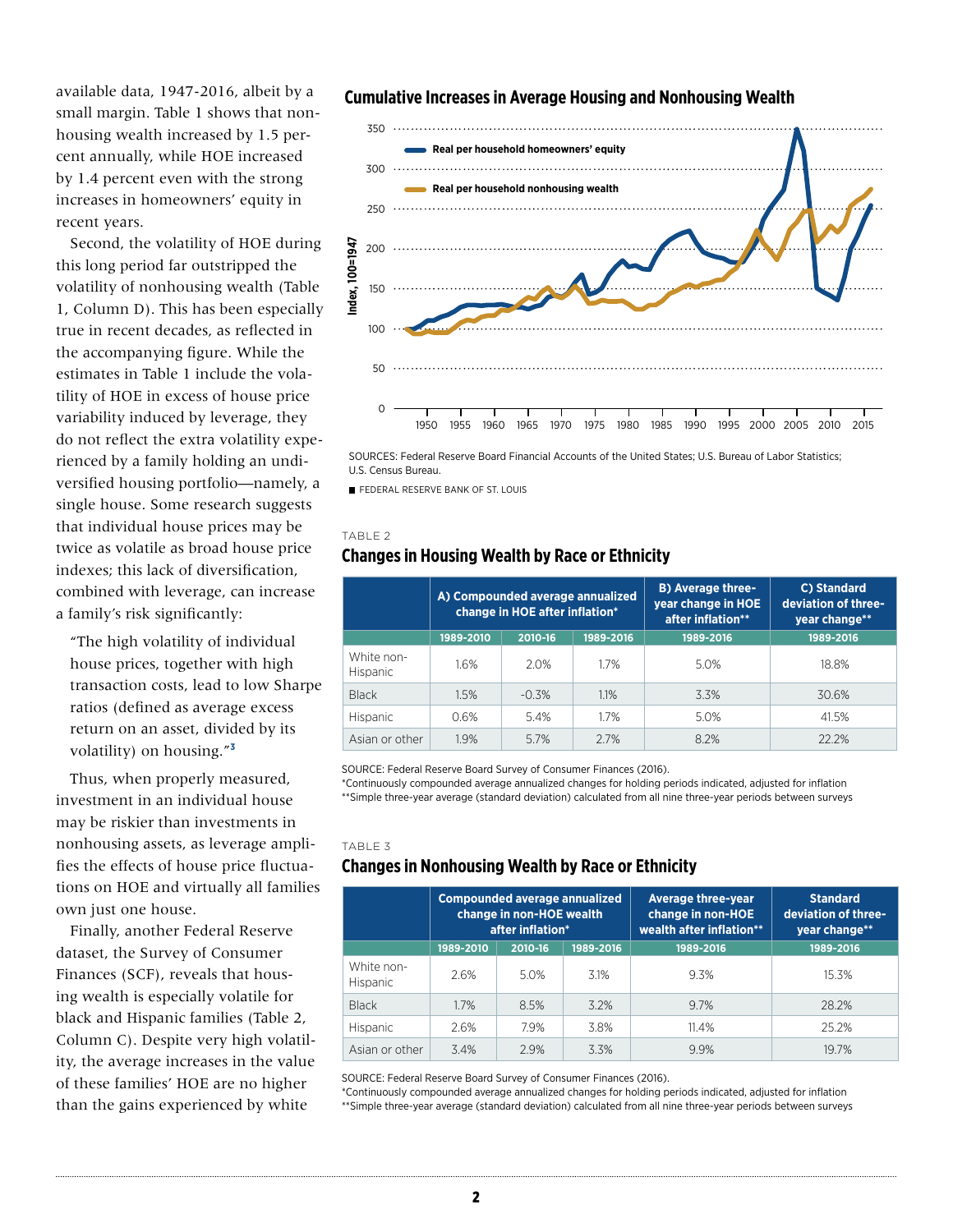available data, 1947-2016, albeit by a small margin. Table 1 shows that nonhousing wealth increased by 1.5 percent annually, while HOE increased by 1.4 percent even with the strong increases in homeowners' equity in recent years.

Second, the volatility of HOE during this long period far outstripped the volatility of nonhousing wealth (Table 1, Column D). This has been especially true in recent decades, as reflected in the accompanying figure. While the estimates in Table 1 include the volatility of HOE in excess of house price variability induced by leverage, they do not reflect the extra volatility experienced by a family holding an undiversified housing portfolio—namely, a single house. Some research suggests that individual house prices may be twice as volatile as broad house price indexes; this lack of diversification, combined with leverage, can increase a family's risk significantly:

> "The high volatility of individual house prices, together with high transaction costs, lead to low Sharpe ratios (defined as average excess return on an asset, divided by its volatility) on housing."[3]

Thus, when properly measured, investment in an individual house may be riskier than investments in nonhousing assets, as leverage amplifies the effects of house price fluctuations on HOE and virtually all families own just one house.

Finally, another Federal Reserve dataset, the Survey of Consumer Finances (SCF), reveals that housing wealth is especially volatile for black and Hispanic families (Table 2, Column C). Despite very high volatility, the average increases in the value of these families' HOE are no higher than the gains experienced by white

## Cumulative Increases in Average Housing and Nonhousing Wealth

SOURCES: Federal Reserve Board Financial Accounts of the United States; U.S. Bureau of Labor Statistics; U.S. Census Bureau.

FEDERAL RESERVE BANK OF ST. LOUIS

TABLE 2

## Changes in Housing Wealth by Race or Ethnicity

| | A) Compounded average annualized change in HOE after inflation* | | | B) Average three-year change in HOE after inflation** | C) Standard deviation of three-year change** |
|---|---|---|---|---|---|
| | 1989-2010 | 2010-16 | 1989-2016 | 1989-2016 | 1989-2016 |
| White non-Hispanic | 1.6% | 2.0% | 1.7% | 5.0% | 18.8% |
| Black | 1.5% | -0.3% | 1.1% | 3.3% | 30.6% |
| Hispanic | 0.6% | 5.4% | 1.7% | 5.0% | 41.5% |
| Asian or other | 1.9% | 5.7% | 2.7% | 8.2% | 22.2% |

SOURCE: Federal Reserve Board Survey of Consumer Finances (2016).
*Continuously compounded average annualized changes for holding periods indicated, adjusted for inflation
**Simple three-year average (standard deviation) calculated from all nine three-year periods between surveys

TABLE 3

## Changes in Nonhousing Wealth by Race or Ethnicity

| | Compounded average annualized change in non-HOE wealth after inflation* | | | Average three-year change in non-HOE wealth after inflation** | Standard deviation of three-year change** |
|---|---|---|---|---|---|
| | 1989-2010 | 2010-16 | 1989-2016 | 1989-2016 | 1989-2016 |
| White non-Hispanic | 2.6% | 5.0% | 3.1% | 9.3% | 15.3% |
| Black | 1.7% | 8.5% | 3.2% | 9.7% | 28.2% |
| Hispanic | 2.6% | 7.9% | 3.8% | 11.4% | 25.2% |
| Asian or other | 3.4% | 2.9% | 3.3% | 9.9% | 19.7% |

SOURCE: Federal Reserve Board Survey of Consumer Finances (2016).
*Continuously compounded average annualized changes for holding periods indicated, adjusted for inflation
**Simple three-year average (standard deviation) calculated from all nine three-year periods between surveys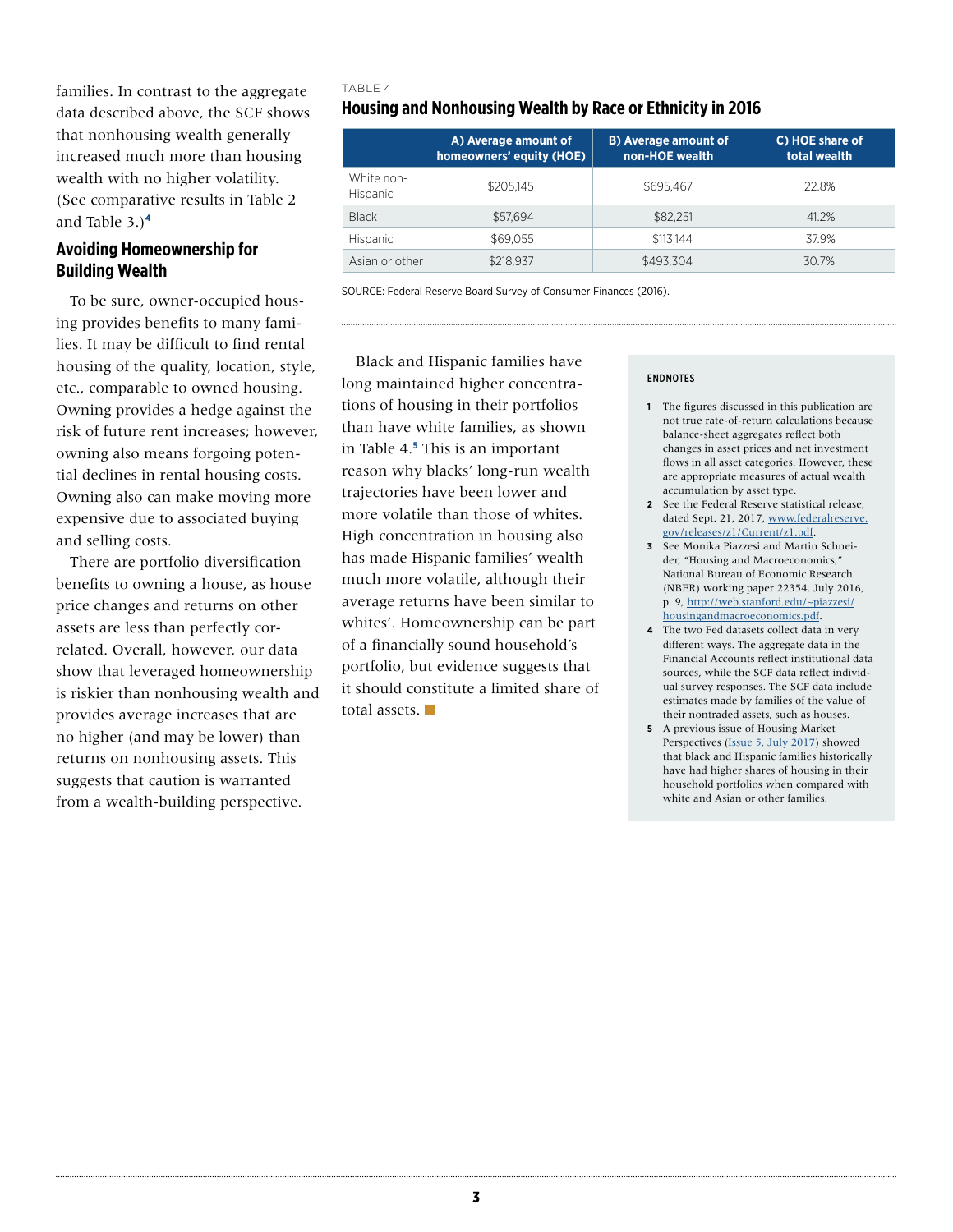families. In contrast to the aggregate data described above, the SCF shows that nonhousing wealth generally increased much more than housing wealth with no higher volatility. (See comparative results in Table 2 and Table 3.)[4]

## Avoiding Homeownership for Building Wealth

To be sure, owner-occupied housing provides benefits to many families. It may be difficult to find rental housing of the quality, location, style, etc., comparable to owned housing. Owning provides a hedge against the risk of future rent increases; however, owning also means forgoing potential declines in rental housing costs. Owning also can make moving more expensive due to associated buying and selling costs.

There are portfolio diversification benefits to owning a house, as house price changes and returns on other assets are less than perfectly correlated. Overall, however, our data show that leveraged homeownership is riskier than nonhousing wealth and provides average increases that are no higher (and may be lower) than returns on nonhousing assets. This suggests that caution is warranted from a wealth-building perspective.

TABLE 4

**Housing and Nonhousing Wealth by Race or Ethnicity in 2016**

| | A) Average amount of homeowners' equity (HOE) | B) Average amount of non-HOE wealth | C) HOE share of total wealth |
|---|---|---|---|
| White non-Hispanic | $205,145 | $695,467 | 22.8% |
| Black | $57,694 | $82,251 | 41.2% |
| Hispanic | $69,055 | $113,144 | 37.9% |
| Asian or other | $218,937 | $493,304 | 30.7% |

SOURCE: Federal Reserve Board Survey of Consumer Finances (2016).

Black and Hispanic families have long maintained higher concentrations of housing in their portfolios than have white families, as shown in Table 4.[5] This is an important reason why blacks' long-run wealth trajectories have been lower and more volatile than those of whites. High concentration in housing also has made Hispanic families' wealth much more volatile, although their average returns have been similar to whites'. Homeownership can be part of a financially sound household's portfolio, but evidence suggests that it should constitute a limited share of total assets. ■

### ENDNOTES

1. The figures discussed in this publication are not true rate-of-return calculations because balance-sheet aggregates reflect both changes in asset prices and net investment flows in all asset categories. However, these are appropriate measures of actual wealth accumulation by asset type.
2. See the Federal Reserve statistical release, dated Sept. 21, 2017, www.federalreserve.gov/releases/z1/Current/z1.pdf.
3. See Monika Piazzesi and Martin Schneider, "Housing and Macroeconomics," National Bureau of Economic Research (NBER) working paper 22354, July 2016, p. 9, http://web.stanford.edu/~piazzesi/housingandmacroeconomics.pdf.
4. The two Fed datasets collect data in very different ways. The aggregate data in the Financial Accounts reflect institutional data sources, while the SCF data reflect individual survey responses. The SCF data include estimates made by families of the value of their nontraded assets, such as houses.
5. A previous issue of Housing Market Perspectives (Issue 5, July 2017) showed that black and Hispanic families historically have had higher shares of housing in their household portfolios when compared with white and Asian or other families.